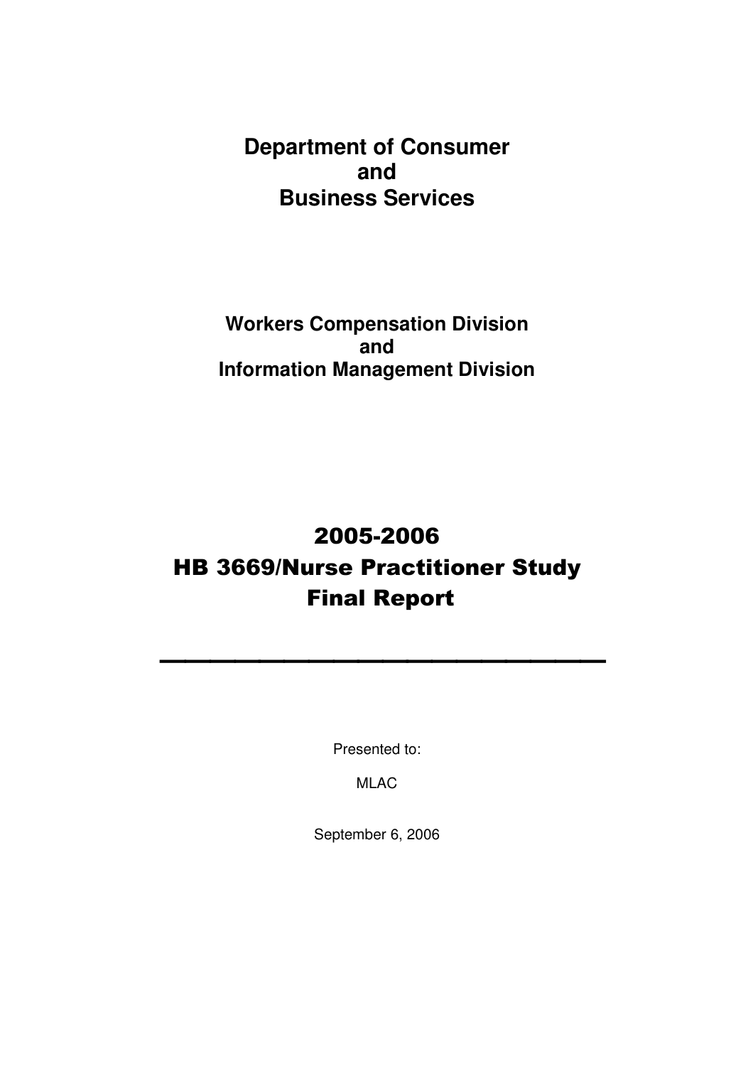# Department of Consumer and Business Services

## Workers Compensation Division and Information Management Division

# 2005-2006
# HB 3669/Nurse Practitioner Study
# Final Report

---

Presented to:

MLAC

September 6, 2006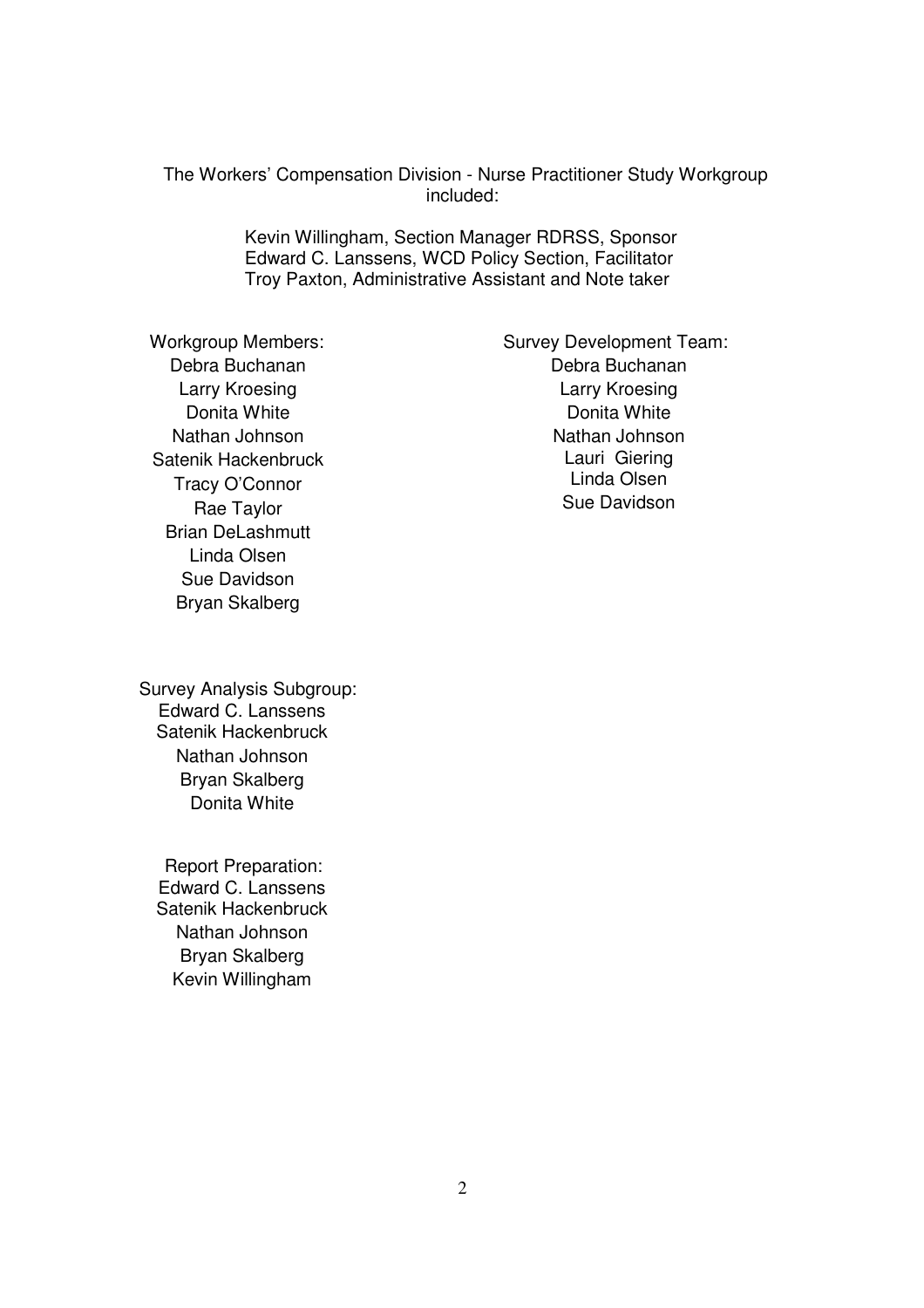The Workers' Compensation Division - Nurse Practitioner Study Workgroup included:

Kevin Willingham, Section Manager RDRSS, Sponsor
Edward C. Lanssens, WCD Policy Section, Facilitator
Troy Paxton, Administrative Assistant and Note taker

Workgroup Members:
Debra Buchanan
Larry Kroesing
Donita White
Nathan Johnson
Satenik Hackenbruck
Tracy O'Connor
Rae Taylor
Brian DeLashmutt
Linda Olsen
Sue Davidson
Bryan Skalberg

Survey Development Team:
Debra Buchanan
Larry Kroesing
Donita White
Nathan Johnson
Lauri Giering
Linda Olsen
Sue Davidson

Survey Analysis Subgroup:
Edward C. Lanssens
Satenik Hackenbruck
Nathan Johnson
Bryan Skalberg
Donita White

Report Preparation:
Edward C. Lanssens
Satenik Hackenbruck
Nathan Johnson
Bryan Skalberg
Kevin Willingham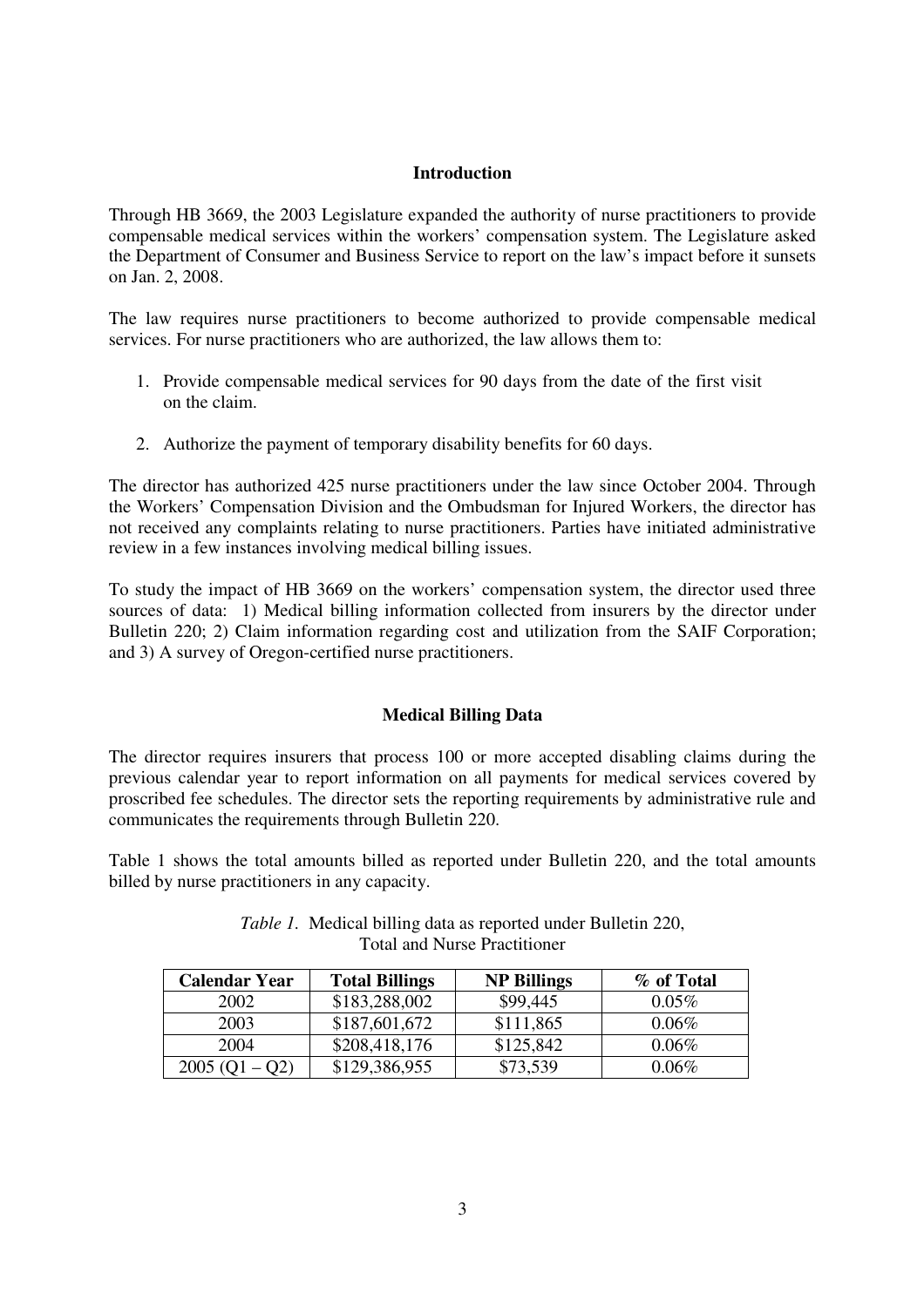## Introduction

Through HB 3669, the 2003 Legislature expanded the authority of nurse practitioners to provide compensable medical services within the workers' compensation system. The Legislature asked the Department of Consumer and Business Service to report on the law's impact before it sunsets on Jan. 2, 2008.

The law requires nurse practitioners to become authorized to provide compensable medical services. For nurse practitioners who are authorized, the law allows them to:

1. Provide compensable medical services for 90 days from the date of the first visit on the claim.
2. Authorize the payment of temporary disability benefits for 60 days.

The director has authorized 425 nurse practitioners under the law since October 2004. Through the Workers' Compensation Division and the Ombudsman for Injured Workers, the director has not received any complaints relating to nurse practitioners. Parties have initiated administrative review in a few instances involving medical billing issues.

To study the impact of HB 3669 on the workers' compensation system, the director used three sources of data: 1) Medical billing information collected from insurers by the director under Bulletin 220; 2) Claim information regarding cost and utilization from the SAIF Corporation; and 3) A survey of Oregon-certified nurse practitioners.

## Medical Billing Data

The director requires insurers that process 100 or more accepted disabling claims during the previous calendar year to report information on all payments for medical services covered by proscribed fee schedules. The director sets the reporting requirements by administrative rule and communicates the requirements through Bulletin 220.

Table 1 shows the total amounts billed as reported under Bulletin 220, and the total amounts billed by nurse practitioners in any capacity.

*Table 1.* Medical billing data as reported under Bulletin 220, Total and Nurse Practitioner

| Calendar Year | Total Billings | NP Billings | % of Total |
|---|---|---|---|
| 2002 | $183,288,002 | $99,445 | 0.05% |
| 2003 | $187,601,672 | $111,865 | 0.06% |
| 2004 | $208,418,176 | $125,842 | 0.06% |
| 2005 (Q1 – Q2) | $129,386,955 | $73,539 | 0.06% |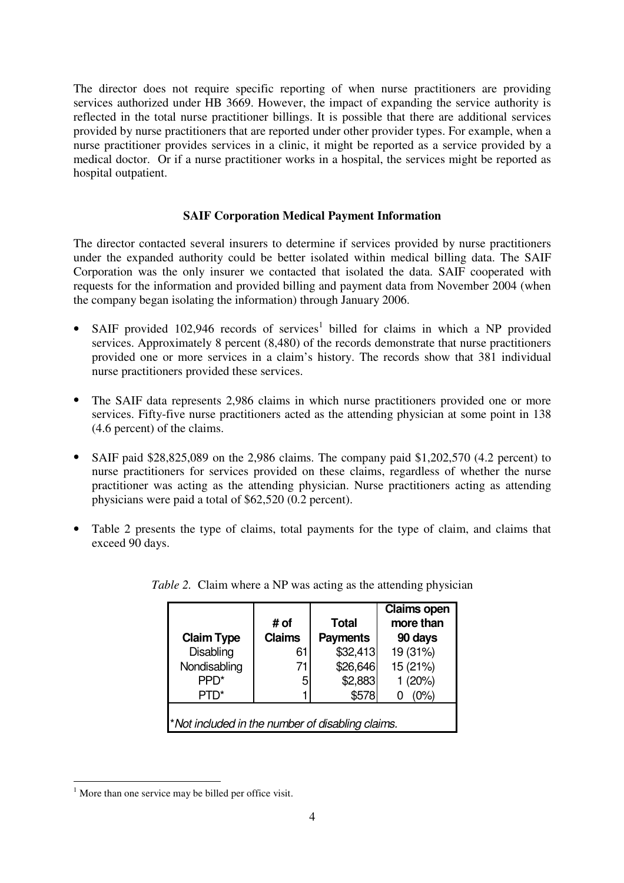The director does not require specific reporting of when nurse practitioners are providing services authorized under HB 3669. However, the impact of expanding the service authority is reflected in the total nurse practitioner billings. It is possible that there are additional services provided by nurse practitioners that are reported under other provider types. For example, when a nurse practitioner provides services in a clinic, it might be reported as a service provided by a medical doctor. Or if a nurse practitioner works in a hospital, the services might be reported as hospital outpatient.

**SAIF Corporation Medical Payment Information**

The director contacted several insurers to determine if services provided by nurse practitioners under the expanded authority could be better isolated within medical billing data. The SAIF Corporation was the only insurer we contacted that isolated the data. SAIF cooperated with requests for the information and provided billing and payment data from November 2004 (when the company began isolating the information) through January 2006.

- SAIF provided 102,946 records of services[1] billed for claims in which a NP provided services. Approximately 8 percent (8,480) of the records demonstrate that nurse practitioners provided one or more services in a claim's history. The records show that 381 individual nurse practitioners provided these services.
- The SAIF data represents 2,986 claims in which nurse practitioners provided one or more services. Fifty-five nurse practitioners acted as the attending physician at some point in 138 (4.6 percent) of the claims.
- SAIF paid $28,825,089 on the 2,986 claims. The company paid $1,202,570 (4.2 percent) to nurse practitioners for services provided on these claims, regardless of whether the nurse practitioner was acting as the attending physician. Nurse practitioners acting as attending physicians were paid a total of $62,520 (0.2 percent).
- Table 2 presents the type of claims, total payments for the type of claim, and claims that exceed 90 days.

*Table 2.* Claim where a NP was acting as the attending physician

| Claim Type | # of Claims | Total Payments | Claims open more than 90 days |
|---|---|---|---|
| Disabling | 61 | $32,413 | 19 (31%) |
| Nondisabling | 71 | $26,646 | 15 (21%) |
| PPD* | 5 | $2,883 | 1 (20%) |
| PTD* | 1 | $578 | 0 (0%) |

*\*Not included in the number of disabling claims.*

[1] More than one service may be billed per office visit.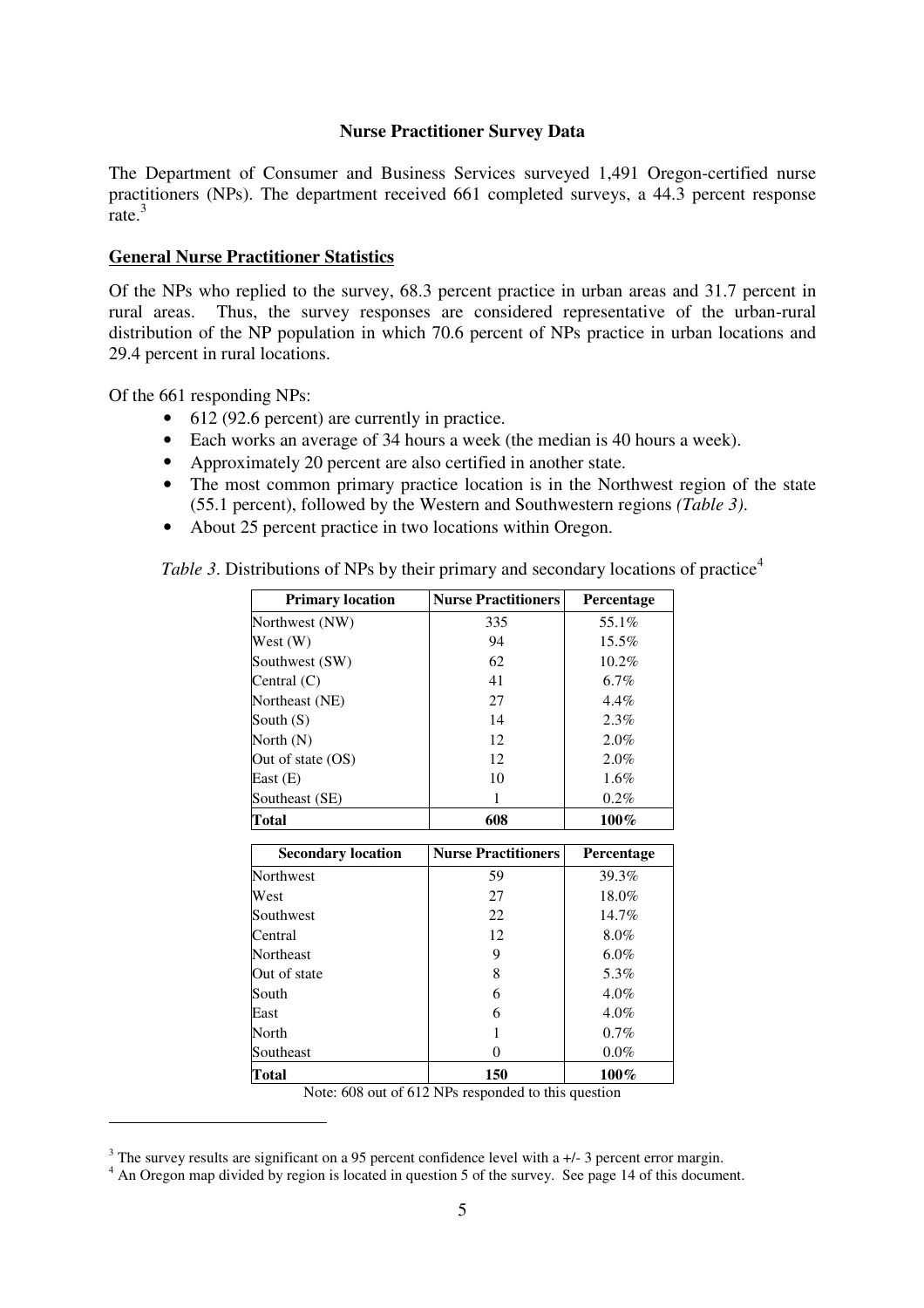**Nurse Practitioner Survey Data**

The Department of Consumer and Business Services surveyed 1,491 Oregon-certified nurse practitioners (NPs). The department received 661 completed surveys, a 44.3 percent response rate.[3]

## General Nurse Practitioner Statistics

Of the NPs who replied to the survey, 68.3 percent practice in urban areas and 31.7 percent in rural areas. Thus, the survey responses are considered representative of the urban-rural distribution of the NP population in which 70.6 percent of NPs practice in urban locations and 29.4 percent in rural locations.

Of the 661 responding NPs:

- 612 (92.6 percent) are currently in practice.
- Each works an average of 34 hours a week (the median is 40 hours a week).
- Approximately 20 percent are also certified in another state.
- The most common primary practice location is in the Northwest region of the state (55.1 percent), followed by the Western and Southwestern regions *(Table 3)*.
- About 25 percent practice in two locations within Oregon.

*Table 3*. Distributions of NPs by their primary and secondary locations of practice[4]

| Primary location | Nurse Practitioners | Percentage |
|---|---|---|
| Northwest (NW) | 335 | 55.1% |
| West (W) | 94 | 15.5% |
| Southwest (SW) | 62 | 10.2% |
| Central (C) | 41 | 6.7% |
| Northeast (NE) | 27 | 4.4% |
| South (S) | 14 | 2.3% |
| North (N) | 12 | 2.0% |
| Out of state (OS) | 12 | 2.0% |
| East (E) | 10 | 1.6% |
| Southeast (SE) | 1 | 0.2% |
| **Total** | **608** | **100%** |

| Secondary location | Nurse Practitioners | Percentage |
|---|---|---|
| Northwest | 59 | 39.3% |
| West | 27 | 18.0% |
| Southwest | 22 | 14.7% |
| Central | 12 | 8.0% |
| Northeast | 9 | 6.0% |
| Out of state | 8 | 5.3% |
| South | 6 | 4.0% |
| East | 6 | 4.0% |
| North | 1 | 0.7% |
| Southeast | 0 | 0.0% |
| **Total** | **150** | **100%** |

Note: 608 out of 612 NPs responded to this question

[3] The survey results are significant on a 95 percent confidence level with a +/- 3 percent error margin.

[4] An Oregon map divided by region is located in question 5 of the survey. See page 14 of this document.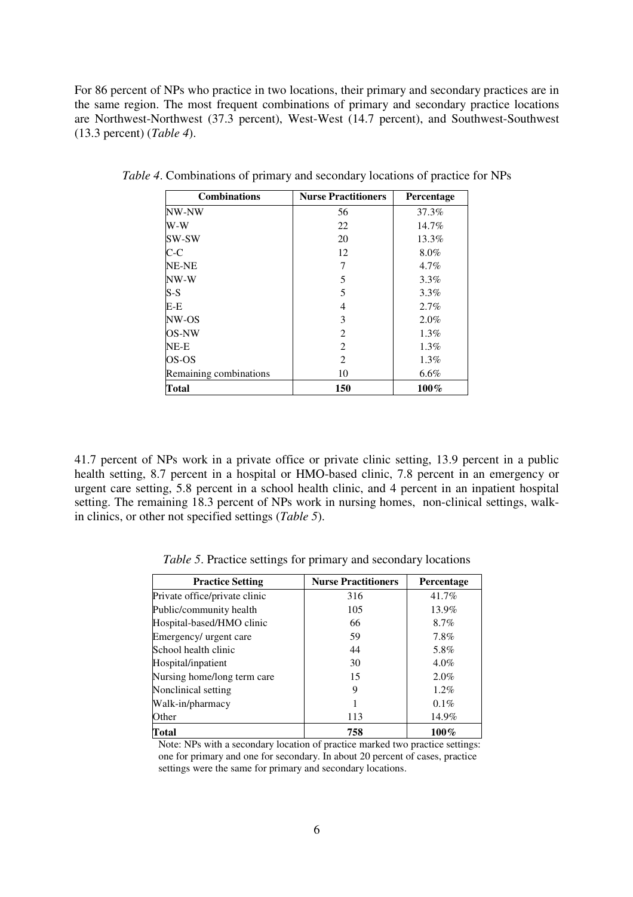For 86 percent of NPs who practice in two locations, their primary and secondary practices are in the same region. The most frequent combinations of primary and secondary practice locations are Northwest-Northwest (37.3 percent), West-West (14.7 percent), and Southwest-Southwest (13.3 percent) (*Table 4*).

*Table 4*. Combinations of primary and secondary locations of practice for NPs

| Combinations | Nurse Practitioners | Percentage |
|---|---|---|
| NW-NW | 56 | 37.3% |
| W-W | 22 | 14.7% |
| SW-SW | 20 | 13.3% |
| C-C | 12 | 8.0% |
| NE-NE | 7 | 4.7% |
| NW-W | 5 | 3.3% |
| S-S | 5 | 3.3% |
| E-E | 4 | 2.7% |
| NW-OS | 3 | 2.0% |
| OS-NW | 2 | 1.3% |
| NE-E | 2 | 1.3% |
| OS-OS | 2 | 1.3% |
| Remaining combinations | 10 | 6.6% |
| **Total** | **150** | **100%** |

41.7 percent of NPs work in a private office or private clinic setting, 13.9 percent in a public health setting, 8.7 percent in a hospital or HMO-based clinic, 7.8 percent in an emergency or urgent care setting, 5.8 percent in a school health clinic, and 4 percent in an inpatient hospital setting. The remaining 18.3 percent of NPs work in nursing homes, non-clinical settings, walk-in clinics, or other not specified settings (*Table 5*).

*Table 5*. Practice settings for primary and secondary locations

| Practice Setting | Nurse Practitioners | Percentage |
|---|---|---|
| Private office/private clinic | 316 | 41.7% |
| Public/community health | 105 | 13.9% |
| Hospital-based/HMO clinic | 66 | 8.7% |
| Emergency/ urgent care | 59 | 7.8% |
| School health clinic | 44 | 5.8% |
| Hospital/inpatient | 30 | 4.0% |
| Nursing home/long term care | 15 | 2.0% |
| Nonclinical setting | 9 | 1.2% |
| Walk-in/pharmacy | 1 | 0.1% |
| Other | 113 | 14.9% |
| **Total** | **758** | **100%** |

Note: NPs with a secondary location of practice marked two practice settings: one for primary and one for secondary. In about 20 percent of cases, practice settings were the same for primary and secondary locations.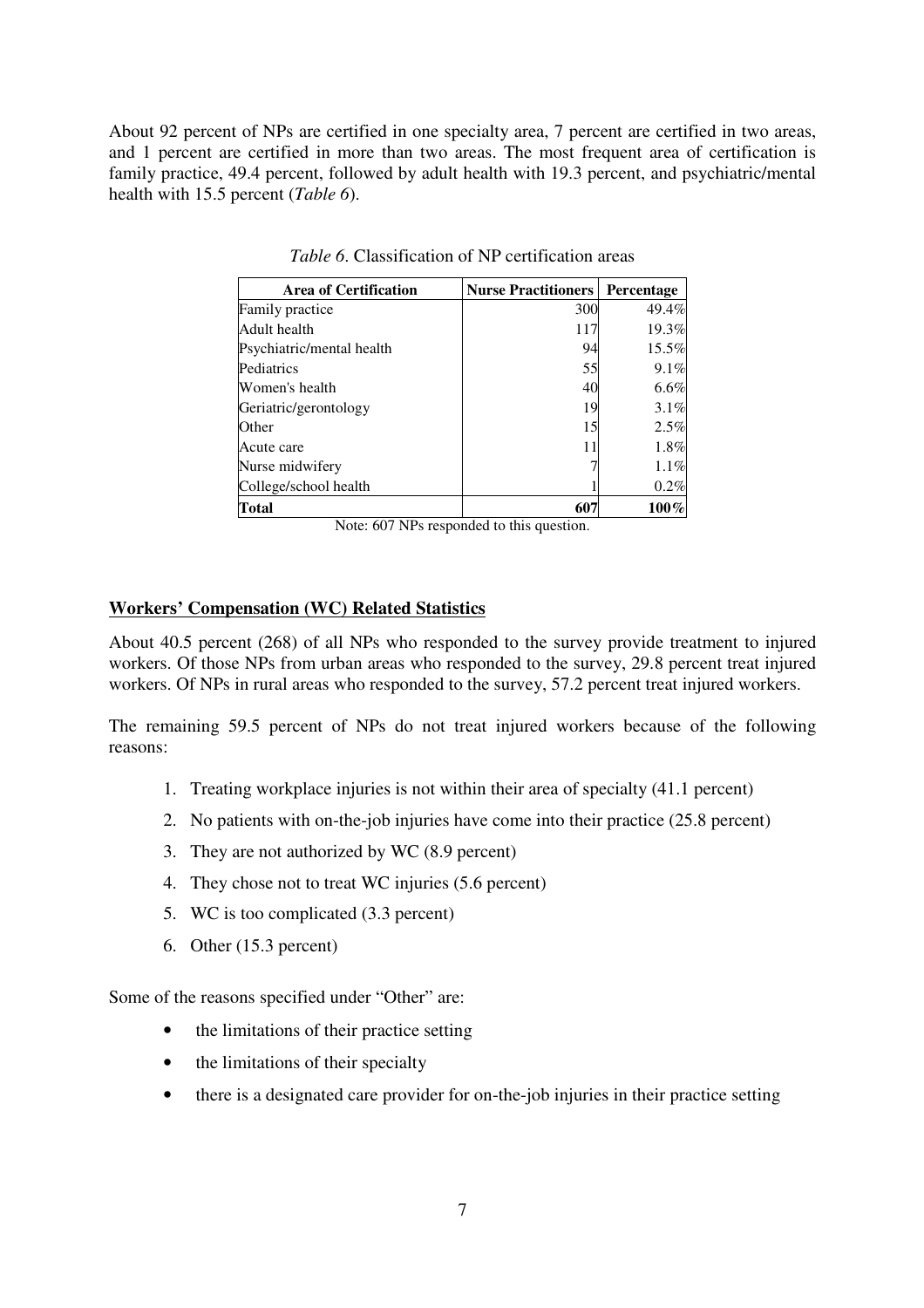About 92 percent of NPs are certified in one specialty area, 7 percent are certified in two areas, and 1 percent are certified in more than two areas. The most frequent area of certification is family practice, 49.4 percent, followed by adult health with 19.3 percent, and psychiatric/mental health with 15.5 percent (*Table 6*).

*Table 6*. Classification of NP certification areas

| Area of Certification | Nurse Practitioners | Percentage |
|---|---|---|
| Family practice | 300 | 49.4% |
| Adult health | 117 | 19.3% |
| Psychiatric/mental health | 94 | 15.5% |
| Pediatrics | 55 | 9.1% |
| Women's health | 40 | 6.6% |
| Geriatric/gerontology | 19 | 3.1% |
| Other | 15 | 2.5% |
| Acute care | 11 | 1.8% |
| Nurse midwifery | 7 | 1.1% |
| College/school health | 1 | 0.2% |
| **Total** | **607** | **100%** |

Note: 607 NPs responded to this question.

## Workers' Compensation (WC) Related Statistics

About 40.5 percent (268) of all NPs who responded to the survey provide treatment to injured workers. Of those NPs from urban areas who responded to the survey, 29.8 percent treat injured workers. Of NPs in rural areas who responded to the survey, 57.2 percent treat injured workers.

The remaining 59.5 percent of NPs do not treat injured workers because of the following reasons:

1. Treating workplace injuries is not within their area of specialty (41.1 percent)
2. No patients with on-the-job injuries have come into their practice (25.8 percent)
3. They are not authorized by WC (8.9 percent)
4. They chose not to treat WC injuries (5.6 percent)
5. WC is too complicated (3.3 percent)
6. Other (15.3 percent)

Some of the reasons specified under "Other" are:

- the limitations of their practice setting
- the limitations of their specialty
- there is a designated care provider for on-the-job injuries in their practice setting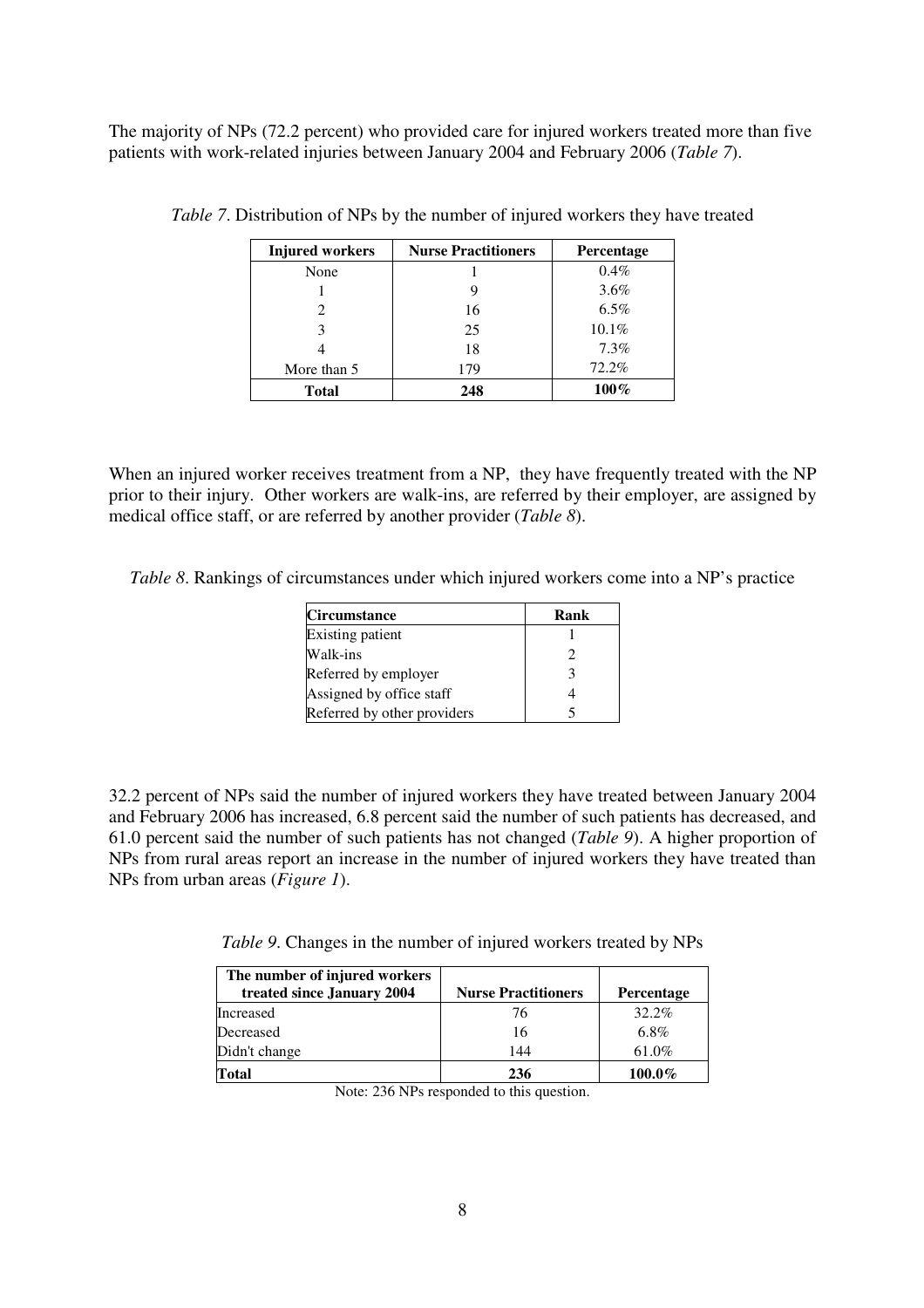The majority of NPs (72.2 percent) who provided care for injured workers treated more than five patients with work-related injuries between January 2004 and February 2006 (*Table 7*).

*Table 7*. Distribution of NPs by the number of injured workers they have treated

| Injured workers | Nurse Practitioners | Percentage |
|---|---|---|
| None | 1 | 0.4% |
| 1 | 9 | 3.6% |
| 2 | 16 | 6.5% |
| 3 | 25 | 10.1% |
| 4 | 18 | 7.3% |
| More than 5 | 179 | 72.2% |
| **Total** | **248** | **100%** |

When an injured worker receives treatment from a NP, they have frequently treated with the NP prior to their injury. Other workers are walk-ins, are referred by their employer, are assigned by medical office staff, or are referred by another provider (*Table 8*).

*Table 8*. Rankings of circumstances under which injured workers come into a NP's practice

| Circumstance | Rank |
|---|---|
| Existing patient | 1 |
| Walk-ins | 2 |
| Referred by employer | 3 |
| Assigned by office staff | 4 |
| Referred by other providers | 5 |

32.2 percent of NPs said the number of injured workers they have treated between January 2004 and February 2006 has increased, 6.8 percent said the number of such patients has decreased, and 61.0 percent said the number of such patients has not changed (*Table 9*). A higher proportion of NPs from rural areas report an increase in the number of injured workers they have treated than NPs from urban areas (*Figure 1*).

*Table 9*. Changes in the number of injured workers treated by NPs

| The number of injured workers treated since January 2004 | Nurse Practitioners | Percentage |
|---|---|---|
| Increased | 76 | 32.2% |
| Decreased | 16 | 6.8% |
| Didn't change | 144 | 61.0% |
| **Total** | **236** | **100.0%** |

Note: 236 NPs responded to this question.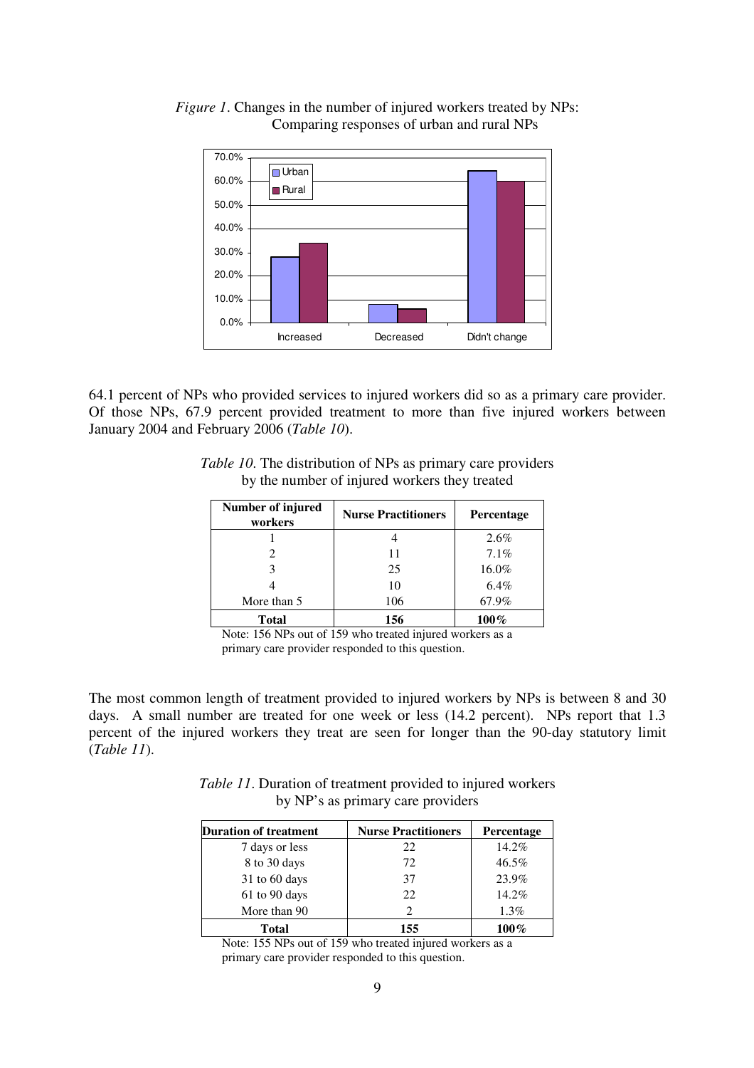*Figure 1*. Changes in the number of injured workers treated by NPs: Comparing responses of urban and rural NPs

64.1 percent of NPs who provided services to injured workers did so as a primary care provider. Of those NPs, 67.9 percent provided treatment to more than five injured workers between January 2004 and February 2006 (*Table 10*).

*Table 10*. The distribution of NPs as primary care providers by the number of injured workers they treated

| Number of injured workers | Nurse Practitioners | Percentage |
|---|---|---|
| 1 | 4 | 2.6% |
| 2 | 11 | 7.1% |
| 3 | 25 | 16.0% |
| 4 | 10 | 6.4% |
| More than 5 | 106 | 67.9% |
| **Total** | **156** | **100%** |

Note: 156 NPs out of 159 who treated injured workers as a primary care provider responded to this question.

The most common length of treatment provided to injured workers by NPs is between 8 and 30 days. A small number are treated for one week or less (14.2 percent). NPs report that 1.3 percent of the injured workers they treat are seen for longer than the 90-day statutory limit (*Table 11*).

*Table 11*. Duration of treatment provided to injured workers by NP's as primary care providers

| Duration of treatment | Nurse Practitioners | Percentage |
|---|---|---|
| 7 days or less | 22 | 14.2% |
| 8 to 30 days | 72 | 46.5% |
| 31 to 60 days | 37 | 23.9% |
| 61 to 90 days | 22 | 14.2% |
| More than 90 | 2 | 1.3% |
| **Total** | **155** | **100%** |

Note: 155 NPs out of 159 who treated injured workers as a primary care provider responded to this question.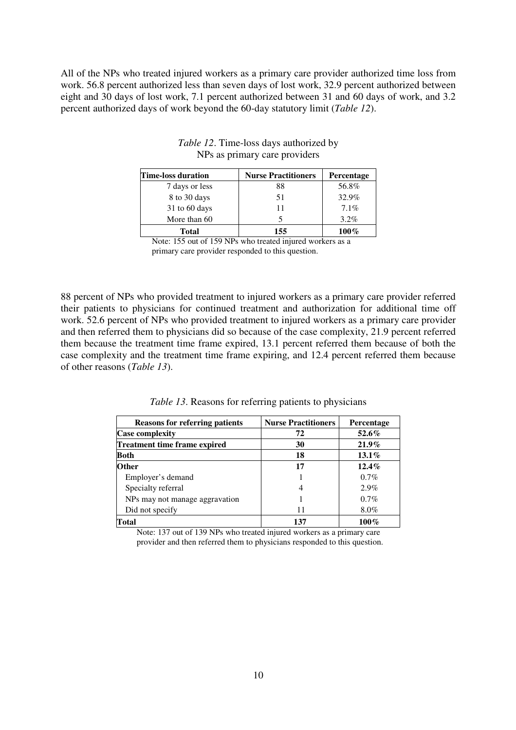All of the NPs who treated injured workers as a primary care provider authorized time loss from work. 56.8 percent authorized less than seven days of lost work, 32.9 percent authorized between eight and 30 days of lost work, 7.1 percent authorized between 31 and 60 days of work, and 3.2 percent authorized days of work beyond the 60-day statutory limit (*Table 12*).

*Table 12*. Time-loss days authorized by NPs as primary care providers

| Time-loss duration | Nurse Practitioners | Percentage |
|---|---|---|
| 7 days or less | 88 | 56.8% |
| 8 to 30 days | 51 | 32.9% |
| 31 to 60 days | 11 | 7.1% |
| More than 60 | 5 | 3.2% |
| **Total** | **155** | **100%** |

Note: 155 out of 159 NPs who treated injured workers as a primary care provider responded to this question.

88 percent of NPs who provided treatment to injured workers as a primary care provider referred their patients to physicians for continued treatment and authorization for additional time off work. 52.6 percent of NPs who provided treatment to injured workers as a primary care provider and then referred them to physicians did so because of the case complexity, 21.9 percent referred them because the treatment time frame expired, 13.1 percent referred them because of both the case complexity and the treatment time frame expiring, and 12.4 percent referred them because of other reasons (*Table 13*).

*Table 13*. Reasons for referring patients to physicians

| Reasons for referring patients | Nurse Practitioners | Percentage |
|---|---|---|
| **Case complexity** | **72** | **52.6%** |
| **Treatment time frame expired** | **30** | **21.9%** |
| **Both** | **18** | **13.1%** |
| **Other** | **17** | **12.4%** |
| Employer's demand | 1 | 0.7% |
| Specialty referral | 4 | 2.9% |
| NPs may not manage aggravation | 1 | 0.7% |
| Did not specify | 11 | 8.0% |
| **Total** | **137** | **100%** |

Note: 137 out of 139 NPs who treated injured workers as a primary care provider and then referred them to physicians responded to this question.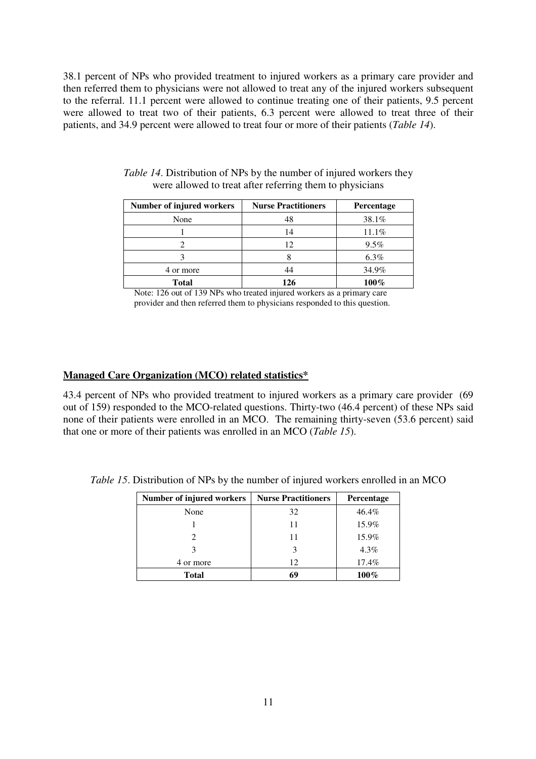38.1 percent of NPs who provided treatment to injured workers as a primary care provider and then referred them to physicians were not allowed to treat any of the injured workers subsequent to the referral. 11.1 percent were allowed to continue treating one of their patients, 9.5 percent were allowed to treat two of their patients, 6.3 percent were allowed to treat three of their patients, and 34.9 percent were allowed to treat four or more of their patients (*Table 14*).

*Table 14*. Distribution of NPs by the number of injured workers they were allowed to treat after referring them to physicians

| Number of injured workers | Nurse Practitioners | Percentage |
|---|---|---|
| None | 48 | 38.1% |
| 1 | 14 | 11.1% |
| 2 | 12 | 9.5% |
| 3 | 8 | 6.3% |
| 4 or more | 44 | 34.9% |
| **Total** | **126** | **100%** |

Note: 126 out of 139 NPs who treated injured workers as a primary care provider and then referred them to physicians responded to this question.

## Managed Care Organization (MCO) related statistics*

43.4 percent of NPs who provided treatment to injured workers as a primary care provider (69 out of 159) responded to the MCO-related questions. Thirty-two (46.4 percent) of these NPs said none of their patients were enrolled in an MCO. The remaining thirty-seven (53.6 percent) said that one or more of their patients was enrolled in an MCO (*Table 15*).

*Table 15*. Distribution of NPs by the number of injured workers enrolled in an MCO

| Number of injured workers | Nurse Practitioners | Percentage |
|---|---|---|
| None | 32 | 46.4% |
| 1 | 11 | 15.9% |
| 2 | 11 | 15.9% |
| 3 | 3 | 4.3% |
| 4 or more | 12 | 17.4% |
| **Total** | **69** | **100%** |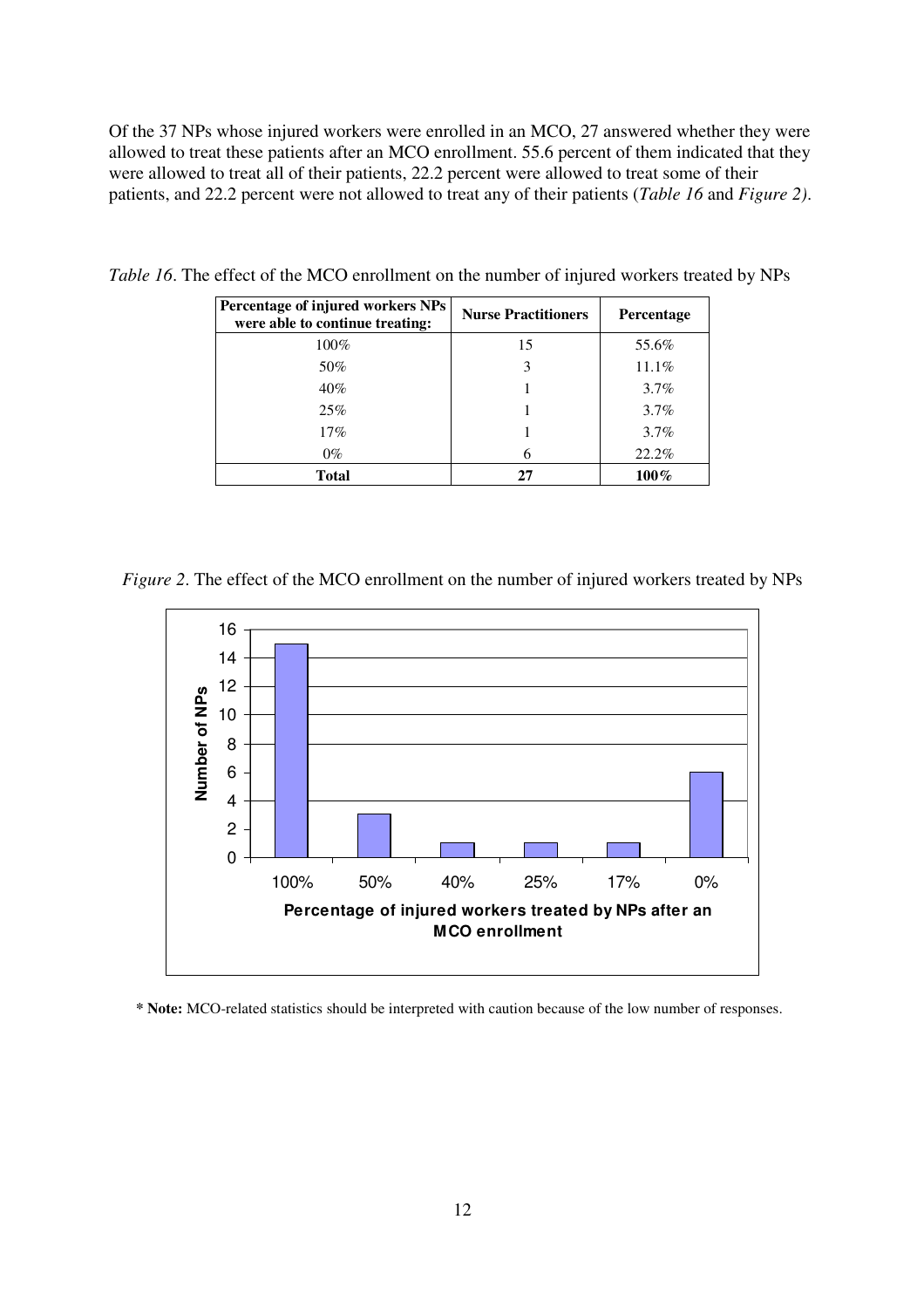Of the 37 NPs whose injured workers were enrolled in an MCO, 27 answered whether they were allowed to treat these patients after an MCO enrollment. 55.6 percent of them indicated that they were allowed to treat all of their patients, 22.2 percent were allowed to treat some of their patients, and 22.2 percent were not allowed to treat any of their patients (*Table 16* and *Figure 2)*.

*Table 16*. The effect of the MCO enrollment on the number of injured workers treated by NPs

| Percentage of injured workers NPs were able to continue treating: | Nurse Practitioners | Percentage |
|---|---|---|
| 100% | 15 | 55.6% |
| 50% | 3 | 11.1% |
| 40% | 1 | 3.7% |
| 25% | 1 | 3.7% |
| 17% | 1 | 3.7% |
| 0% | 6 | 22.2% |
| **Total** | **27** | **100%** |

*Figure 2*. The effect of the MCO enrollment on the number of injured workers treated by NPs

**\* Note:** MCO-related statistics should be interpreted with caution because of the low number of responses.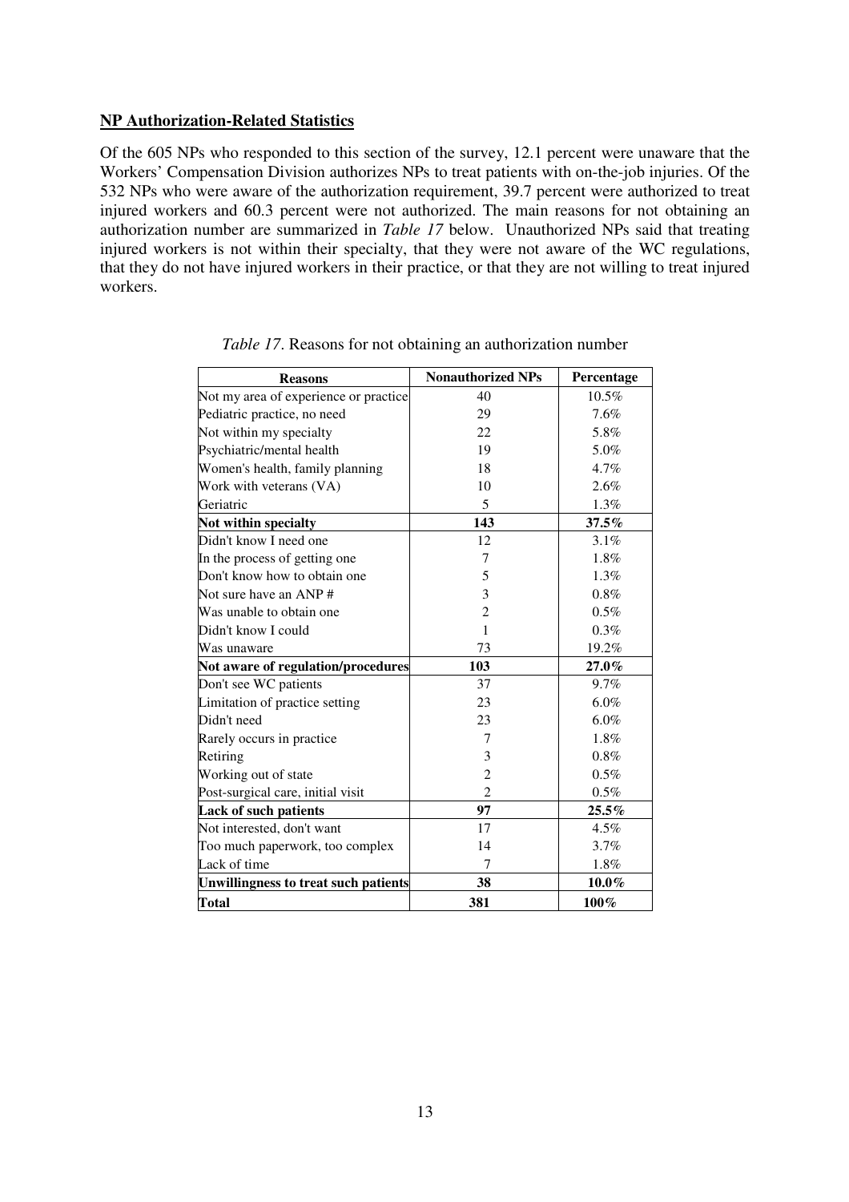**NP Authorization-Related Statistics**

Of the 605 NPs who responded to this section of the survey, 12.1 percent were unaware that the Workers' Compensation Division authorizes NPs to treat patients with on-the-job injuries. Of the 532 NPs who were aware of the authorization requirement, 39.7 percent were authorized to treat injured workers and 60.3 percent were not authorized. The main reasons for not obtaining an authorization number are summarized in *Table 17* below. Unauthorized NPs said that treating injured workers is not within their specialty, that they were not aware of the WC regulations, that they do not have injured workers in their practice, or that they are not willing to treat injured workers.

*Table 17*. Reasons for not obtaining an authorization number

| Reasons | Nonauthorized NPs | Percentage |
|---|---|---|
| Not my area of experience or practice | 40 | 10.5% |
| Pediatric practice, no need | 29 | 7.6% |
| Not within my specialty | 22 | 5.8% |
| Psychiatric/mental health | 19 | 5.0% |
| Women's health, family planning | 18 | 4.7% |
| Work with veterans (VA) | 10 | 2.6% |
| Geriatric | 5 | 1.3% |
| **Not within specialty** | **143** | **37.5%** |
| Didn't know I need one | 12 | 3.1% |
| In the process of getting one | 7 | 1.8% |
| Don't know how to obtain one | 5 | 1.3% |
| Not sure have an ANP # | 3 | 0.8% |
| Was unable to obtain one | 2 | 0.5% |
| Didn't know I could | 1 | 0.3% |
| Was unaware | 73 | 19.2% |
| **Not aware of regulation/procedures** | **103** | **27.0%** |
| Don't see WC patients | 37 | 9.7% |
| Limitation of practice setting | 23 | 6.0% |
| Didn't need | 23 | 6.0% |
| Rarely occurs in practice | 7 | 1.8% |
| Retiring | 3 | 0.8% |
| Working out of state | 2 | 0.5% |
| Post-surgical care, initial visit | 2 | 0.5% |
| **Lack of such patients** | **97** | **25.5%** |
| Not interested, don't want | 17 | 4.5% |
| Too much paperwork, too complex | 14 | 3.7% |
| Lack of time | 7 | 1.8% |
| **Unwillingness to treat such patients** | **38** | **10.0%** |
| **Total** | **381** | **100%** |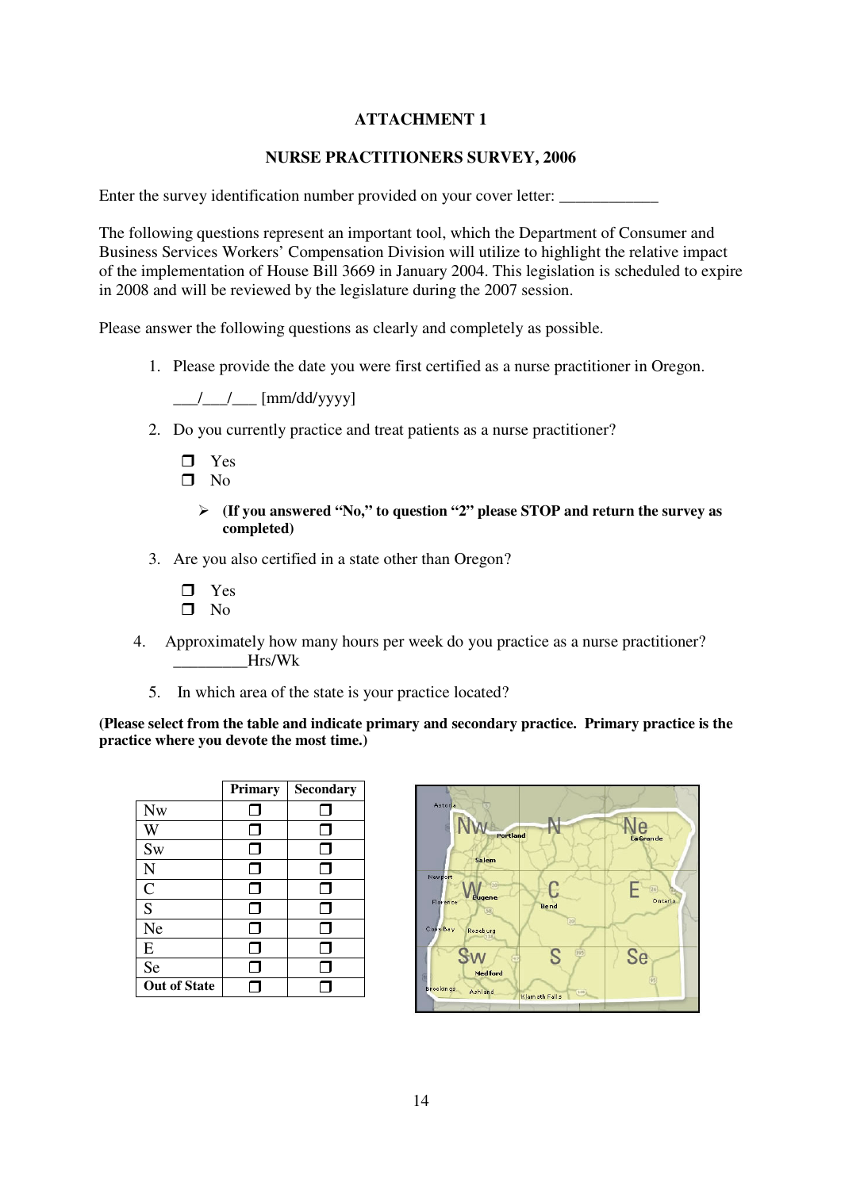**ATTACHMENT 1**

**NURSE PRACTITIONERS SURVEY, 2006**

Enter the survey identification number provided on your cover letter: ____________

The following questions represent an important tool, which the Department of Consumer and Business Services Workers' Compensation Division will utilize to highlight the relative impact of the implementation of House Bill 3669 in January 2004. This legislation is scheduled to expire in 2008 and will be reviewed by the legislature during the 2007 session.

Please answer the following questions as clearly and completely as possible.

1. Please provide the date you were first certified as a nurse practitioner in Oregon.

   ___/___/___ [mm/dd/yyyy]

2. Do you currently practice and treat patients as a nurse practitioner?

   ❒ Yes
   ❒ No

   - **(If you answered "No," to question "2" please STOP and return the survey as completed)**

3. Are you also certified in a state other than Oregon?

   ❒ Yes
   ❒ No

4. Approximately how many hours per week do you practice as a nurse practitioner? _________Hrs/Wk

5. In which area of the state is your practice located?

**(Please select from the table and indicate primary and secondary practice. Primary practice is the practice where you devote the most time.)**

| | Primary | Secondary |
|---|---|---|
| Nw | ❒ | ❒ |
| W | ❒ | ❒ |
| Sw | ❒ | ❒ |
| N | ❒ | ❒ |
| C | ❒ | ❒ |
| S | ❒ | ❒ |
| Ne | ❒ | ❒ |
| E | ❒ | ❒ |
| Se | ❒ | ❒ |
| **Out of State** | ❒ | ❒ |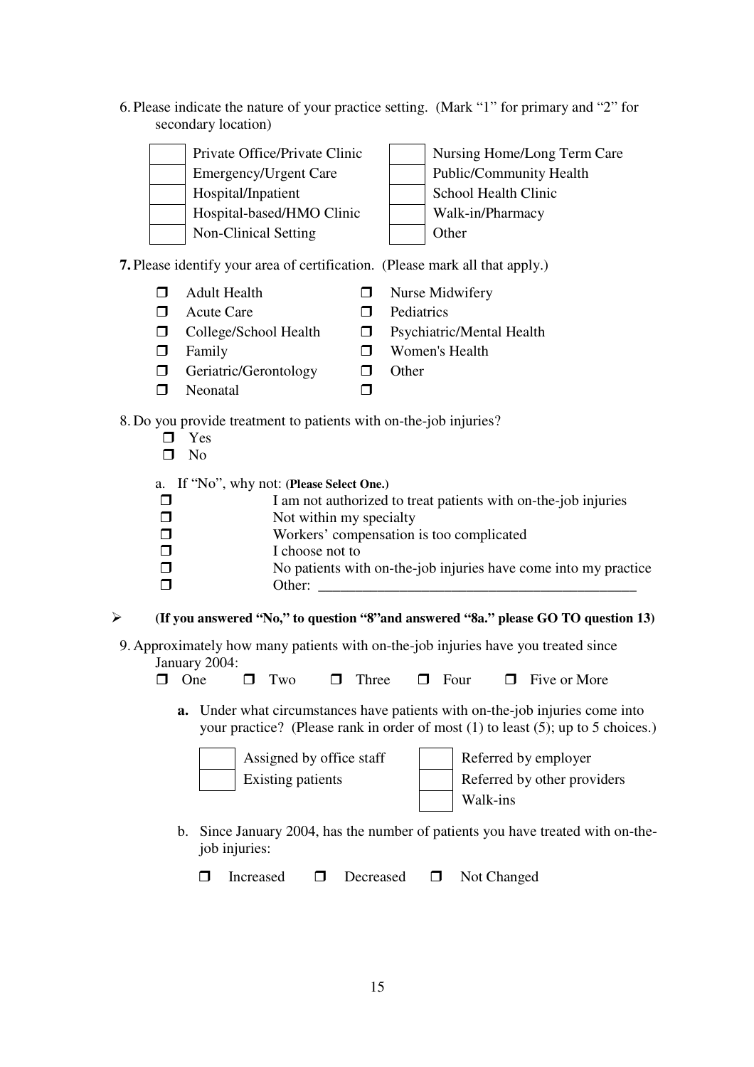6. Please indicate the nature of your practice setting. (Mark "1" for primary and "2" for secondary location)

| | | | |
|---|---|---|---|
| | Private Office/Private Clinic | | Nursing Home/Long Term Care |
| | Emergency/Urgent Care | | Public/Community Health |
| | Hospital/Inpatient | | School Health Clinic |
| | Hospital-based/HMO Clinic | | Walk-in/Pharmacy |
| | Non-Clinical Setting | | Other |

**7.** Please identify your area of certification. (Please mark all that apply.)

- ❐ Adult Health
- ❐ Acute Care
- ❐ College/School Health
- ❐ Family
- ❐ Geriatric/Gerontology
- ❐ Neonatal
- ❐ Nurse Midwifery
- ❐ Pediatrics
- ❐ Psychiatric/Mental Health
- ❐ Women's Health
- ❐ Other
- ❐

8. Do you provide treatment to patients with on-the-job injuries?
   - ❐ Yes
   - ❐ No

   a. If "No", why not: **(Please Select One.)**
   - ❐ I am not authorized to treat patients with on-the-job injuries
   - ❐ Not within my specialty
   - ❐ Workers' compensation is too complicated
   - ❐ I choose not to
   - ❐ No patients with on-the-job injuries have come into my practice
   - ❐ Other: ____________________________________________

➢ **(If you answered "No," to question "8"and answered "8a." please GO TO question 13)**

9. Approximately how many patients with on-the-job injuries have you treated since January 2004:

   ❐ One ❐ Two ❐ Three ❐ Four ❐ Five or More

   **a.** Under what circumstances have patients with on-the-job injuries come into your practice? (Please rank in order of most (1) to least (5); up to 5 choices.)

   | | | | |
   |---|---|---|---|
   | | Assigned by office staff | | Referred by employer |
   | | Existing patients | | Referred by other providers |
   | | | | Walk-ins |

   b. Since January 2004, has the number of patients you have treated with on-the-job injuries:

   ❐ Increased ❐ Decreased ❐ Not Changed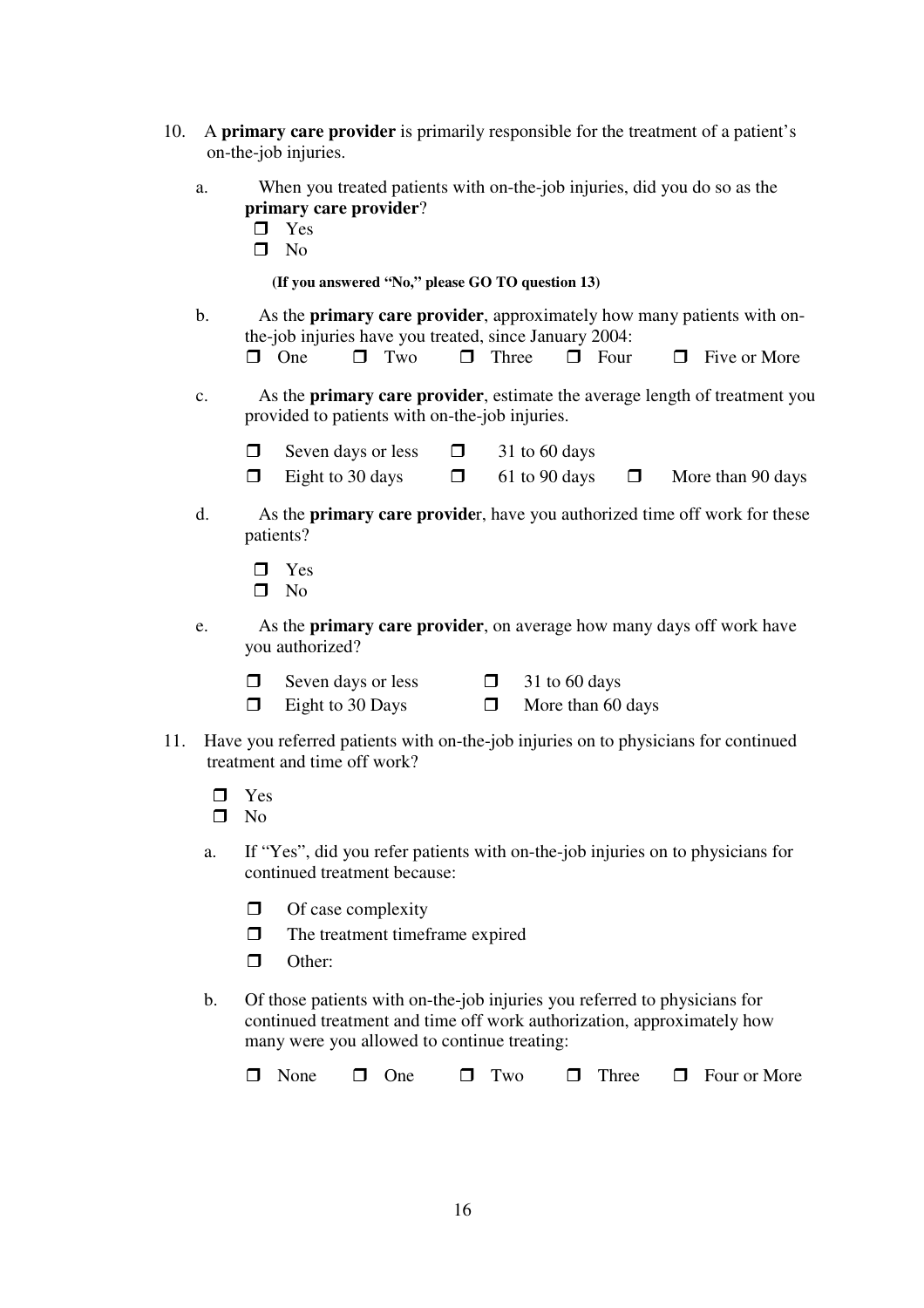10. A **primary care provider** is primarily responsible for the treatment of a patient's on-the-job injuries.

   a. When you treated patients with on-the-job injuries, did you do so as the **primary care provider**?

   - ❒ Yes
   - ❒ No

   **(If you answered "No," please GO TO question 13)**

   b. As the **primary care provider**, approximately how many patients with on-the-job injuries have you treated, since January 2004:

   ❒ One ❒ Two ❒ Three ❒ Four ❒ Five or More

   c. As the **primary care provider**, estimate the average length of treatment you provided to patients with on-the-job injuries.

   ❒ Seven days or less ❒ 31 to 60 days
   ❒ Eight to 30 days ❒ 61 to 90 days ❒ More than 90 days

   d. As the **primary care provide**r, have you authorized time off work for these patients?

   - ❒ Yes
   - ❒ No

   e. As the **primary care provider**, on average how many days off work have you authorized?

   ❒ Seven days or less ❒ 31 to 60 days
   ❒ Eight to 30 Days ❒ More than 60 days

11. Have you referred patients with on-the-job injuries on to physicians for continued treatment and time off work?

   - ❒ Yes
   - ❒ No

   a. If "Yes", did you refer patients with on-the-job injuries on to physicians for continued treatment because:

   - ❒ Of case complexity
   - ❒ The treatment timeframe expired
   - ❒ Other:

   b. Of those patients with on-the-job injuries you referred to physicians for continued treatment and time off work authorization, approximately how many were you allowed to continue treating:

   ❒ None ❒ One ❒ Two ❒ Three ❒ Four or More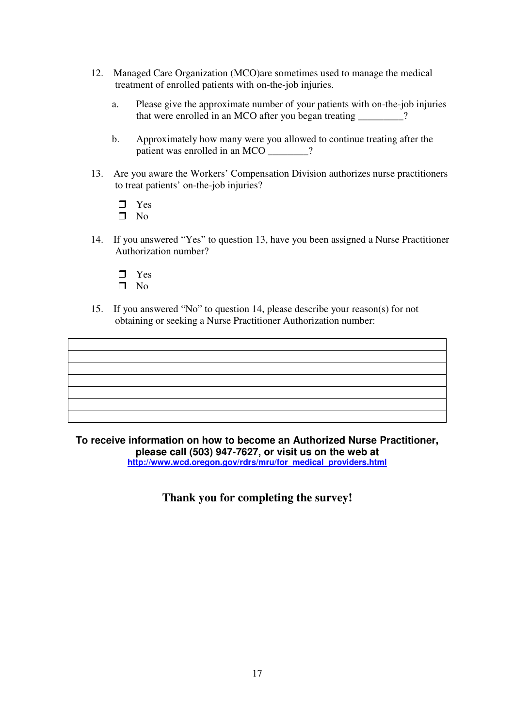12. Managed Care Organization (MCO)are sometimes used to manage the medical treatment of enrolled patients with on-the-job injuries.

    a. Please give the approximate number of your patients with on-the-job injuries that were enrolled in an MCO after you began treating _________?

    b. Approximately how many were you allowed to continue treating after the patient was enrolled in an MCO ________?

13. Are you aware the Workers' Compensation Division authorizes nurse practitioners to treat patients' on-the-job injuries?

    - ☐ Yes
    - ☐ No

14. If you answered "Yes" to question 13, have you been assigned a Nurse Practitioner Authorization number?

    - ☐ Yes
    - ☐ No

15. If you answered "No" to question 14, please describe your reason(s) for not obtaining or seeking a Nurse Practitioner Authorization number:

| |
|---|
| |
| |
| |
| |
| |
| |

**To receive information on how to become an Authorized Nurse Practitioner, please call (503) 947-7627, or visit us on the web at**
**http://www.wcd.oregon.gov/rdrs/mru/for_medical_providers.html**

**Thank you for completing the survey!**